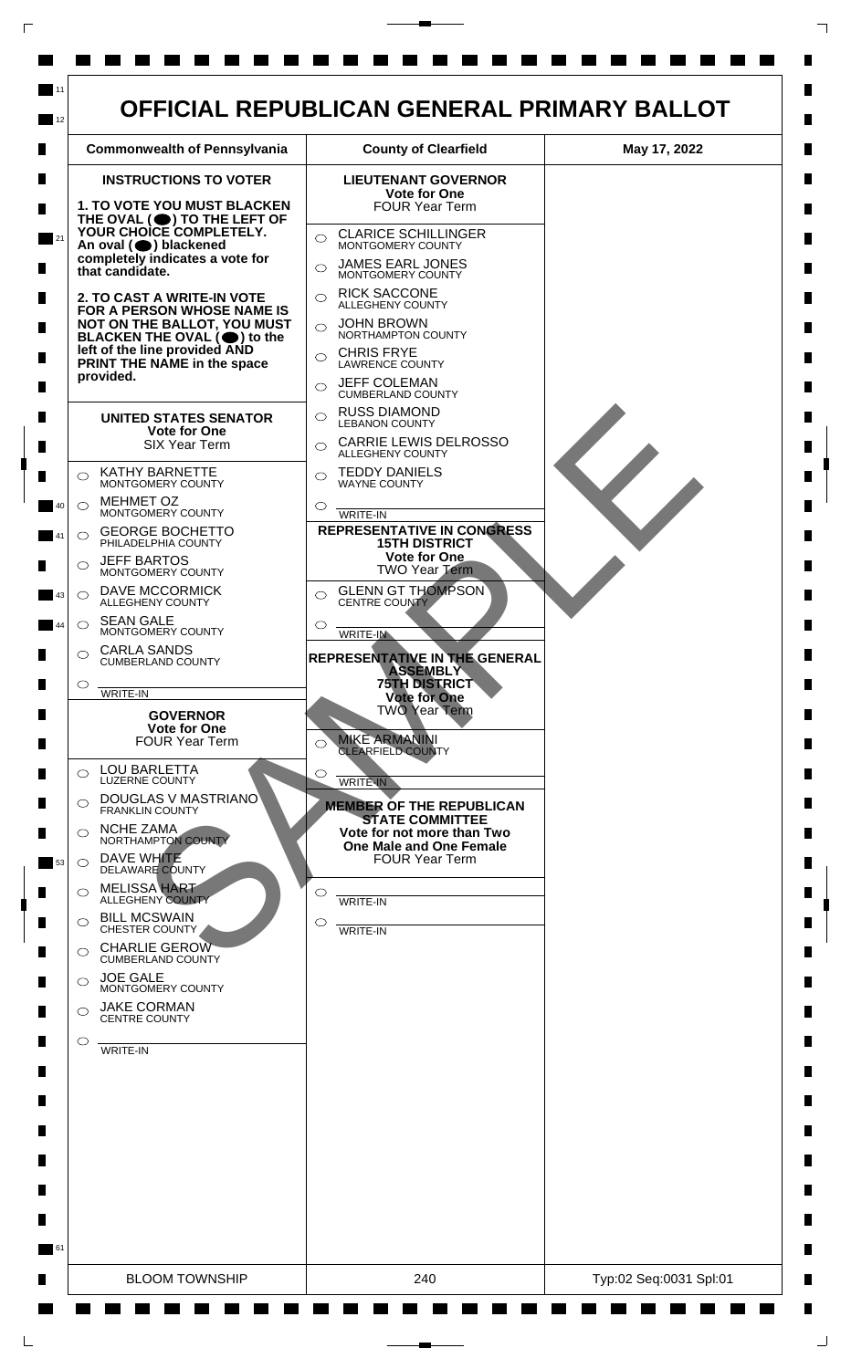# OFFICIAL REPUBLICAN GENERAL PRIMARY BALLOT

| Commonwealth of Pennsylvania | County of Clearfield | May 17, 2022 |
| --- | --- | --- |

## INSTRUCTIONS TO VOTER

**1. TO VOTE YOU MUST BLACKEN THE OVAL (⬤) TO THE LEFT OF YOUR CHOICE COMPLETELY. An oval (⬤) blackened completely indicates a vote for that candidate.**

**2. TO CAST A WRITE-IN VOTE FOR A PERSON WHOSE NAME IS NOT ON THE BALLOT, YOU MUST BLACKEN THE OVAL (⬤) to the left of the line provided AND PRINT THE NAME in the space provided.**

### UNITED STATES SENATOR
**Vote for One**
SIX Year Term

- ◯ KATHY BARNETTE — MONTGOMERY COUNTY
- ◯ MEHMET OZ — MONTGOMERY COUNTY
- ◯ GEORGE BOCHETTO — PHILADELPHIA COUNTY
- ◯ JEFF BARTOS — MONTGOMERY COUNTY
- ◯ DAVE MCCORMICK — ALLEGHENY COUNTY
- ◯ SEAN GALE — MONTGOMERY COUNTY
- ◯ CARLA SANDS — CUMBERLAND COUNTY
- ◯ ________ WRITE-IN

### GOVERNOR
**Vote for One**
FOUR Year Term

- ◯ LOU BARLETTA — LUZERNE COUNTY
- ◯ DOUGLAS V MASTRIANO — FRANKLIN COUNTY
- ◯ NCHE ZAMA — NORTHAMPTON COUNTY
- ◯ DAVE WHITE — DELAWARE COUNTY
- ◯ MELISSA HART — ALLEGHENY COUNTY
- ◯ BILL MCSWAIN — CHESTER COUNTY
- ◯ CHARLIE GEROW — CUMBERLAND COUNTY
- ◯ JOE GALE — MONTGOMERY COUNTY
- ◯ JAKE CORMAN — CENTRE COUNTY
- ◯ ________ WRITE-IN

### LIEUTENANT GOVERNOR
**Vote for One**
FOUR Year Term

- ◯ CLARICE SCHILLINGER — MONTGOMERY COUNTY
- ◯ JAMES EARL JONES — MONTGOMERY COUNTY
- ◯ RICK SACCONE — ALLEGHENY COUNTY
- ◯ JOHN BROWN — NORTHAMPTON COUNTY
- ◯ CHRIS FRYE — LAWRENCE COUNTY
- ◯ JEFF COLEMAN — CUMBERLAND COUNTY
- ◯ RUSS DIAMOND — LEBANON COUNTY
- ◯ CARRIE LEWIS DELROSSO — ALLEGHENY COUNTY
- ◯ TEDDY DANIELS — WAYNE COUNTY
- ◯ ________ WRITE-IN

### REPRESENTATIVE IN CONGRESS 15TH DISTRICT
**Vote for One**
TWO Year Term

- ◯ GLENN GT THOMPSON — CENTRE COUNTY
- ◯ ________ WRITE-IN

### REPRESENTATIVE IN THE GENERAL ASSEMBLY 75TH DISTRICT
**Vote for One**
TWO Year Term

- ◯ MIKE ARMANINI — CLEARFIELD COUNTY
- ◯ ________ WRITE-IN

### MEMBER OF THE REPUBLICAN STATE COMMITTEE
**Vote for not more than Two One Male and One Female**
FOUR Year Term

- ◯ ________ WRITE-IN
- ◯ ________ WRITE-IN

SAMPLE

| BLOOM TOWNSHIP | 240 | Typ:02 Seq:0031 Spl:01 |
| --- | --- | --- |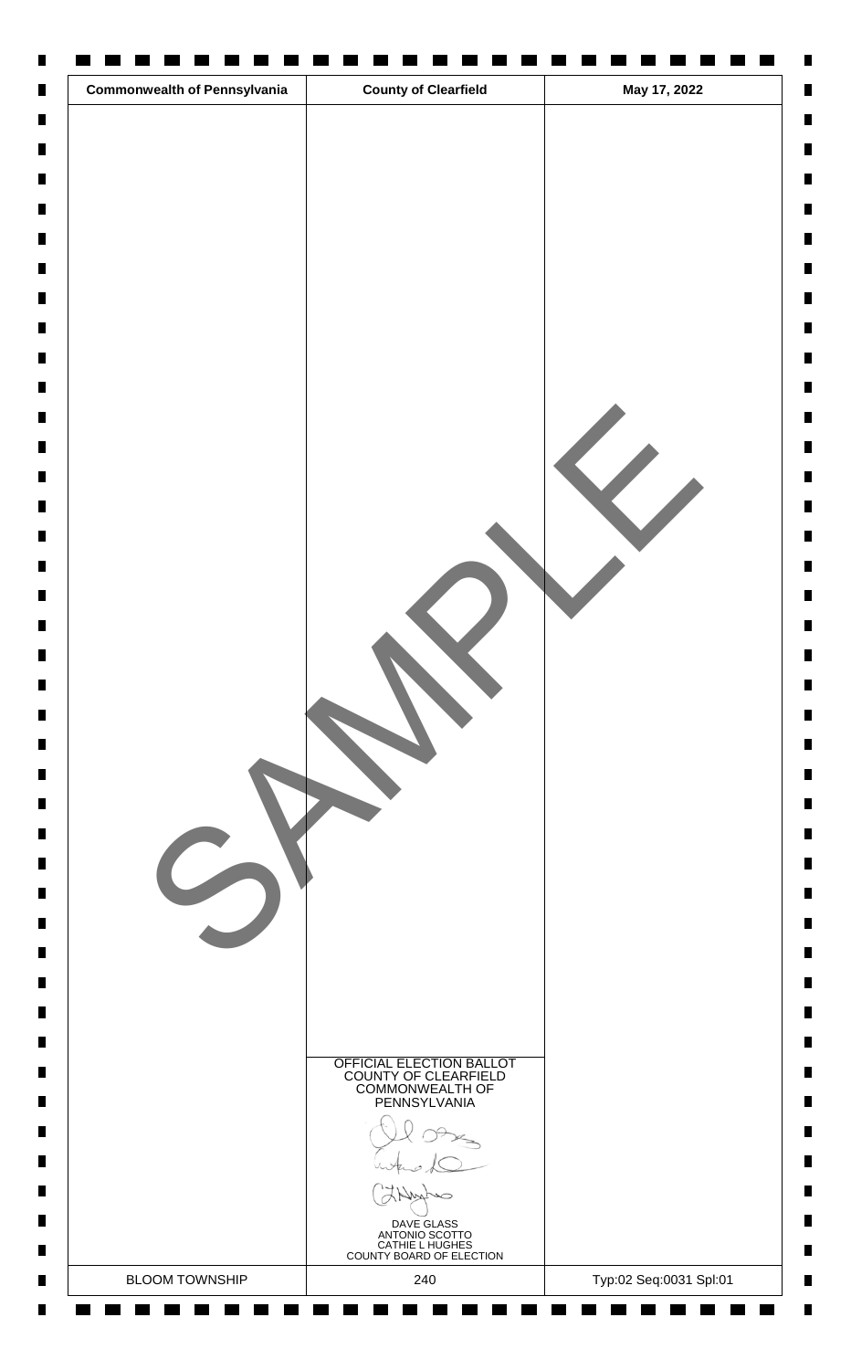| Commonwealth of Pennsylvania | County of Clearfield | May 17, 2022 |
|---|---|---|
| | | |

SAMPLE

OFFICIAL ELECTION BALLOT
COUNTY OF CLEARFIELD
COMMONWEALTH OF
PENNSYLVANIA

DAVE GLASS
ANTONIO SCOTTO
CATHIE L HUGHES
COUNTY BOARD OF ELECTION

| | | |
|---|---|---|
| BLOOM TOWNSHIP | 240 | Typ:02 Seq:0031 Spl:01 |